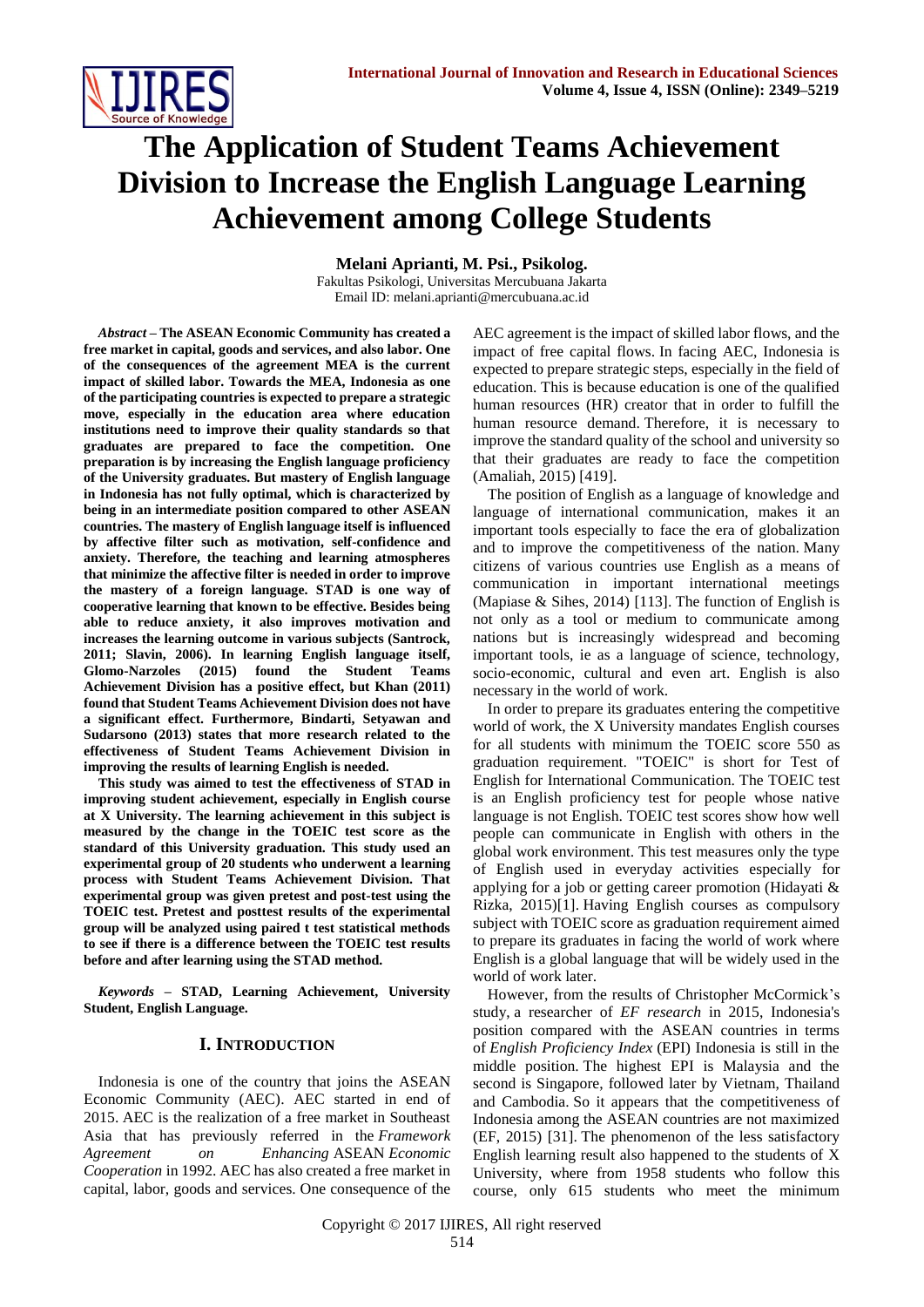# The Application of Student Teams Achievement Division to Increase the English Language Learning Achievement among College Students

**Melani Aprianti, M. Psi., Psikolog.**

Fakultas Psikologi, Universitas Mercubuana Jakarta
Email ID: melani.aprianti@mercubuana.ac.id

***Abstract* – The ASEAN Economic Community has created a free market in capital, goods and services, and also labor. One of the consequences of the agreement MEA is the current impact of skilled labor. Towards the MEA, Indonesia as one of the participating countries is expected to prepare a strategic move, especially in the education area where education institutions need to improve their quality standards so that graduates are prepared to face the competition. One preparation is by increasing the English language proficiency of the University graduates. But mastery of English language in Indonesia has not fully optimal, which is characterized by being in an intermediate position compared to other ASEAN countries. The mastery of English language itself is influenced by affective filter such as motivation, self-confidence and anxiety. Therefore, the teaching and learning atmospheres that minimize the affective filter is needed in order to improve the mastery of a foreign language. STAD is one way of cooperative learning that known to be effective. Besides being able to reduce anxiety, it also improves motivation and increases the learning outcome in various subjects (Santrock, 2011; Slavin, 2006). In learning English language itself, Glomo-Narzoles (2015) found the Student Teams Achievement Division has a positive effect, but Khan (2011) found that Student Teams Achievement Division does not have a significant effect. Furthermore, Bindarti, Setyawan and Sudarsono (2013) states that more research related to the effectiveness of Student Teams Achievement Division in improving the results of learning English is needed.**

**This study was aimed to test the effectiveness of STAD in improving student achievement, especially in English course at X University. The learning achievement in this subject is measured by the change in the TOEIC test score as the standard of this University graduation. This study used an experimental group of 20 students who underwent a learning process with Student Teams Achievement Division. That experimental group was given pretest and post-test using the TOEIC test. Pretest and posttest results of the experimental group will be analyzed using paired t test statistical methods to see if there is a difference between the TOEIC test results before and after learning using the STAD method.**

***Keywords* – STAD, Learning Achievement, University Student, English Language.**

## I. Introduction

Indonesia is one of the country that joins the ASEAN Economic Community (AEC). AEC started in end of 2015. AEC is the realization of a free market in Southeast Asia that has previously referred in the *Framework Agreement on Enhancing* ASEAN *Economic Cooperation* in 1992. AEC has also created a free market in capital, labor, goods and services. One consequence of the AEC agreement is the impact of skilled labor flows, and the impact of free capital flows. In facing AEC, Indonesia is expected to prepare strategic steps, especially in the field of education. This is because education is one of the qualified human resources (HR) creator that in order to fulfill the human resource demand. Therefore, it is necessary to improve the standard quality of the school and university so that their graduates are ready to face the competition (Amaliah, 2015) [419].

The position of English as a language of knowledge and language of international communication, makes it an important tools especially to face the era of globalization and to improve the competitiveness of the nation. Many citizens of various countries use English as a means of communication in important international meetings (Mapiase & Sihes, 2014) [113]. The function of English is not only as a tool or medium to communicate among nations but is increasingly widespread and becoming important tools, ie as a language of science, technology, socio-economic, cultural and even art. English is also necessary in the world of work.

In order to prepare its graduates entering the competitive world of work, the X University mandates English courses for all students with minimum the TOEIC score 550 as graduation requirement. "TOEIC" is short for Test of English for International Communication. The TOEIC test is an English proficiency test for people whose native language is not English. TOEIC test scores show how well people can communicate in English with others in the global work environment. This test measures only the type of English used in everyday activities especially for applying for a job or getting career promotion (Hidayati & Rizka, 2015)[1]. Having English courses as compulsory subject with TOEIC score as graduation requirement aimed to prepare its graduates in facing the world of work where English is a global language that will be widely used in the world of work later.

However, from the results of Christopher McCormick's study, a researcher of *EF research* in 2015, Indonesia's position compared with the ASEAN countries in terms of *English Proficiency Index* (EPI) Indonesia is still in the middle position. The highest EPI is Malaysia and the second is Singapore, followed later by Vietnam, Thailand and Cambodia. So it appears that the competitiveness of Indonesia among the ASEAN countries are not maximized (EF, 2015) [31]. The phenomenon of the less satisfactory English learning result also happened to the students of X University, where from 1958 students who follow this course, only 615 students who meet the minimum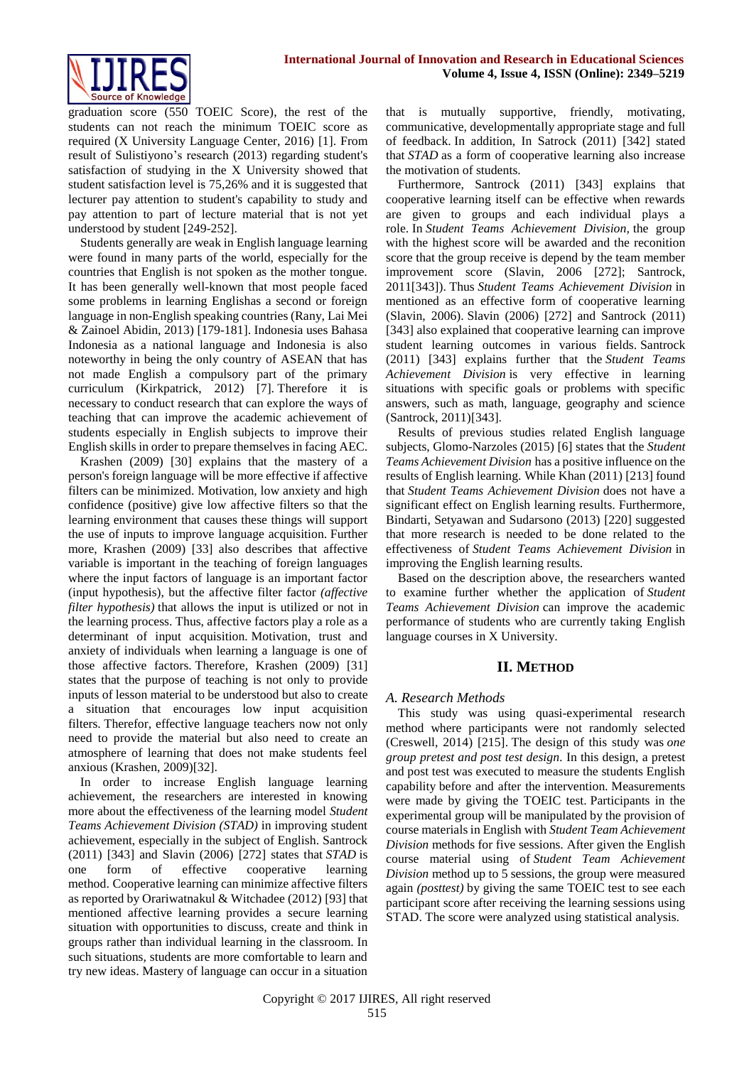graduation score (550 TOEIC Score), the rest of the students can not reach the minimum TOEIC score as required (X University Language Center, 2016) [1]. From result of Sulistiyono's research (2013) regarding student's satisfaction of studying in the X University showed that student satisfaction level is 75,26% and it is suggested that lecturer pay attention to student's capability to study and pay attention to part of lecture material that is not yet understood by student [249-252].

Students generally are weak in English language learning were found in many parts of the world, especially for the countries that English is not spoken as the mother tongue. It has been generally well-known that most people faced some problems in learning Englishas a second or foreign language in non-English speaking countries (Rany, Lai Mei & Zainoel Abidin, 2013) [179-181]. Indonesia uses Bahasa Indonesia as a national language and Indonesia is also noteworthy in being the only country of ASEAN that has not made English a compulsory part of the primary curriculum (Kirkpatrick, 2012) [7]. Therefore it is necessary to conduct research that can explore the ways of teaching that can improve the academic achievement of students especially in English subjects to improve their English skills in order to prepare themselves in facing AEC.

Krashen (2009) [30] explains that the mastery of a person's foreign language will be more effective if affective filters can be minimized. Motivation, low anxiety and high confidence (positive) give low affective filters so that the learning environment that causes these things will support the use of inputs to improve language acquisition. Further more, Krashen (2009) [33] also describes that affective variable is important in the teaching of foreign languages where the input factors of language is an important factor (input hypothesis), but the affective filter factor *(affective filter hypothesis)* that allows the input is utilized or not in the learning process. Thus, affective factors play a role as a determinant of input acquisition. Motivation, trust and anxiety of individuals when learning a language is one of those affective factors. Therefore, Krashen (2009) [31] states that the purpose of teaching is not only to provide inputs of lesson material to be understood but also to create a situation that encourages low input acquisition filters. Therefor, effective language teachers now not only need to provide the material but also need to create an atmosphere of learning that does not make students feel anxious (Krashen, 2009)[32].

In order to increase English language learning achievement, the researchers are interested in knowing more about the effectiveness of the learning model *Student Teams Achievement Division (STAD)* in improving student achievement, especially in the subject of English. Santrock (2011) [343] and Slavin (2006) [272] states that *STAD* is one form of effective cooperative learning method. Cooperative learning can minimize affective filters as reported by Orariwatnakul & Witchadee (2012) [93] that mentioned affective learning provides a secure learning situation with opportunities to discuss, create and think in groups rather than individual learning in the classroom. In such situations, students are more comfortable to learn and try new ideas. Mastery of language can occur in a situation that is mutually supportive, friendly, motivating, communicative, developmentally appropriate stage and full of feedback. In addition, In Satrock (2011) [342] stated that *STAD* as a form of cooperative learning also increase the motivation of students.

Furthermore, Santrock (2011) [343] explains that cooperative learning itself can be effective when rewards are given to groups and each individual plays a role. In *Student Teams Achievement Division*, the group with the highest score will be awarded and the reconition score that the group receive is depend by the team member improvement score (Slavin, 2006 [272]; Santrock, 2011[343]). Thus *Student Teams Achievement Division* in mentioned as an effective form of cooperative learning (Slavin, 2006). Slavin (2006) [272] and Santrock (2011) [343] also explained that cooperative learning can improve student learning outcomes in various fields. Santrock (2011) [343] explains further that the *Student Teams Achievement Division* is very effective in learning situations with specific goals or problems with specific answers, such as math, language, geography and science (Santrock, 2011)[343].

Results of previous studies related English language subjects, Glomo-Narzoles (2015) [6] states that the *Student Teams Achievement Division* has a positive influence on the results of English learning. While Khan (2011) [213] found that *Student Teams Achievement Division* does not have a significant effect on English learning results. Furthermore, Bindarti, Setyawan and Sudarsono (2013) [220] suggested that more research is needed to be done related to the effectiveness of *Student Teams Achievement Division* in improving the English learning results.

Based on the description above, the researchers wanted to examine further whether the application of *Student Teams Achievement Division* can improve the academic performance of students who are currently taking English language courses in X University.

## II. Method

### A. Research Methods

This study was using quasi-experimental research method where participants were not randomly selected (Creswell, 2014) [215]. The design of this study was *one group pretest and post test design*. In this design, a pretest and post test was executed to measure the students English capability before and after the intervention. Measurements were made by giving the TOEIC test. Participants in the experimental group will be manipulated by the provision of course materials in English with *Student Team Achievement Division* methods for five sessions. After given the English course material using of *Student Team Achievement Division* method up to 5 sessions, the group were measured again *(posttest)* by giving the same TOEIC test to see each participant score after receiving the learning sessions using STAD. The score were analyzed using statistical analysis.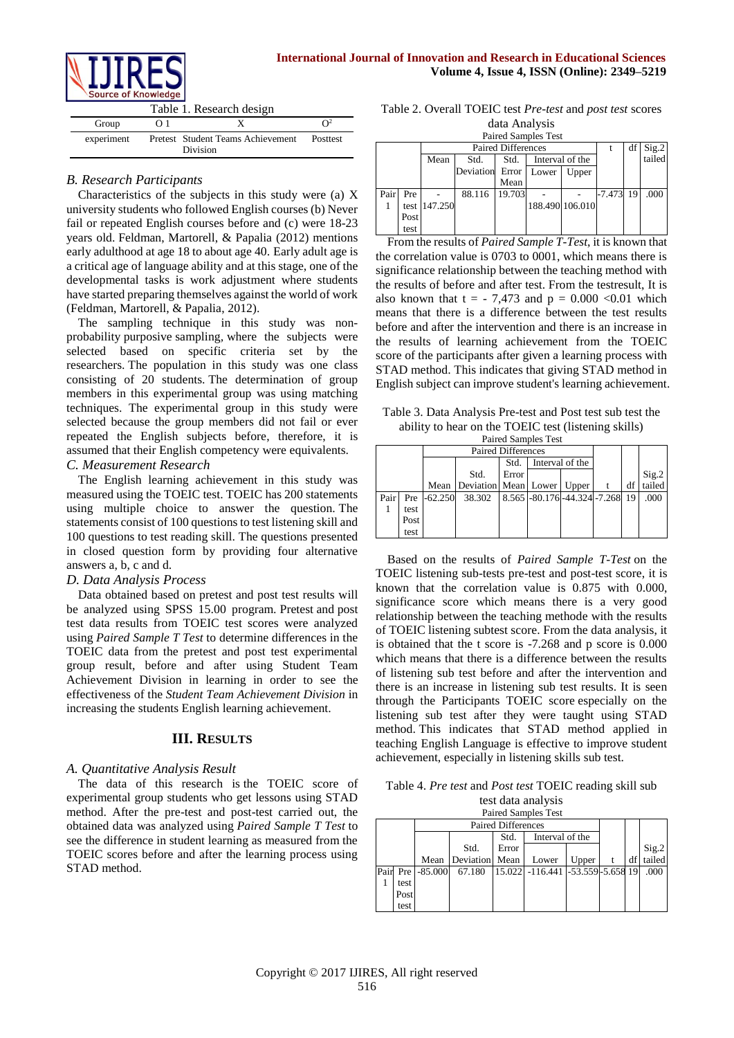Table 1. Research design

| Group | O 1 | X | O² |
|---|---|---|---|
| experiment | Pretest | Student Teams Achievement Division | Posttest |

*B. Research Participants*

Characteristics of the subjects in this study were (a) X university students who followed English courses (b) Never fail or repeated English courses before and (c) were 18-23 years old. Feldman, Martorell, & Papalia (2012) mentions early adulthood at age 18 to about age 40. Early adult age is a critical age of language ability and at this stage, one of the developmental tasks is work adjustment where students have started preparing themselves against the world of work (Feldman, Martorell, & Papalia, 2012).

The sampling technique in this study was non-probability purposive sampling, where the subjects were selected based on specific criteria set by the researchers. The population in this study was one class consisting of 20 students. The determination of group members in this experimental group was using matching techniques. The experimental group in this study were selected because the group members did not fail or ever repeated the English subjects before, therefore, it is assumed that their English competency were equivalents.

*C. Measurement Research*

The English learning achievement in this study was measured using the TOEIC test. TOEIC has 200 statements using multiple choice to answer the question. The statements consist of 100 questions to test listening skill and 100 questions to test reading skill. The questions presented in closed question form by providing four alternative answers a, b, c and d.

*D. Data Analysis Process*

Data obtained based on pretest and post test results will be analyzed using SPSS 15.00 program. Pretest and post test data results from TOEIC test scores were analyzed using *Paired Sample T Test* to determine differences in the TOEIC data from the pretest and post test experimental group result, before and after using Student Team Achievement Division in learning in order to see the effectiveness of the *Student Team Achievement Division* in increasing the students English learning achievement.

## III. Results

*A. Quantitative Analysis Result*

The data of this research is the TOEIC score of experimental group students who get lessons using STAD method. After the pre-test and post-test carried out, the obtained data was analyzed using *Paired Sample T Test* to see the difference in student learning as measured from the TOEIC scores before and after the learning process using STAD method.

Table 2. Overall TOEIC test *Pre-test* and *post test* scores data Analysis

Paired Samples Test

| | | Paired Differences | | | | | t | df | Sig.2 tailed |
|---|---|---|---|---|---|---|---|---|---|
| | | Mean | Std. Deviation | Std. Error Mean | Interval of the | | | | |
| | | | | | Lower | Upper | | | |
| Pair 1 | Pre test Post test | -147.250 | 88.116 | 19.703 | -188.490 | -106.010 | -7.473 | 19 | .000 |

From the results of *Paired Sample T-Test*, it is known that the correlation value is 0703 to 0001, which means there is significance relationship between the teaching method with the results of before and after test. From the testresult, It is also known that t = - 7,473 and p = 0.000 <0.01 which means that there is a difference between the test results before and after the intervention and there is an increase in the results of learning achievement from the TOEIC score of the participants after given a learning process with STAD method. This indicates that giving STAD method in English subject can improve student's learning achievement.

Table 3. Data Analysis Pre-test and Post test sub test the ability to hear on the TOEIC test (listening skills)

Paired Samples Test

| | | Paired Differences | | | | | t | df | Sig.2 tailed |
|---|---|---|---|---|---|---|---|---|---|
| | | Mean | Std. Deviation | Std. Error Mean | Interval of the | | | | |
| | | | | | Lower | Upper | | | |
| Pair 1 | Pre test Post test | -62.250 | 38.302 | 8.565 | -80.176 | -44.324 | -7.268 | 19 | .000 |

Based on the results of *Paired Sample T-Test* on the TOEIC listening sub-tests pre-test and post-test score, it is known that the correlation value is 0.875 with 0.000, significance score which means there is a very good relationship between the teaching methode with the results of TOEIC listening subtest score. From the data analysis, it is obtained that the t score is -7.268 and p score is 0.000 which means that there is a difference between the results of listening sub test before and after the intervention and there is an increase in listening sub test results. It is seen through the Participants TOEIC score especially on the listening sub test after they were taught using STAD method. This indicates that STAD method applied in teaching English Language is effective to improve student achievement, especially in listening skills sub test.

Table 4. *Pre test* and *Post test* TOEIC reading skill sub test data analysis

Paired Samples Test

| | | Paired Differences | | | | | t | df | Sig.2 tailed |
|---|---|---|---|---|---|---|---|---|---|
| | | Mean | Std. Deviation | Std. Error Mean | Interval of the | | | | |
| | | | | | Lower | Upper | | | |
| Pair 1 | Pre test Post test | -85.000 | 67.180 | 15.022 | -116.441 | -53.559 | -5.658 | 19 | .000 |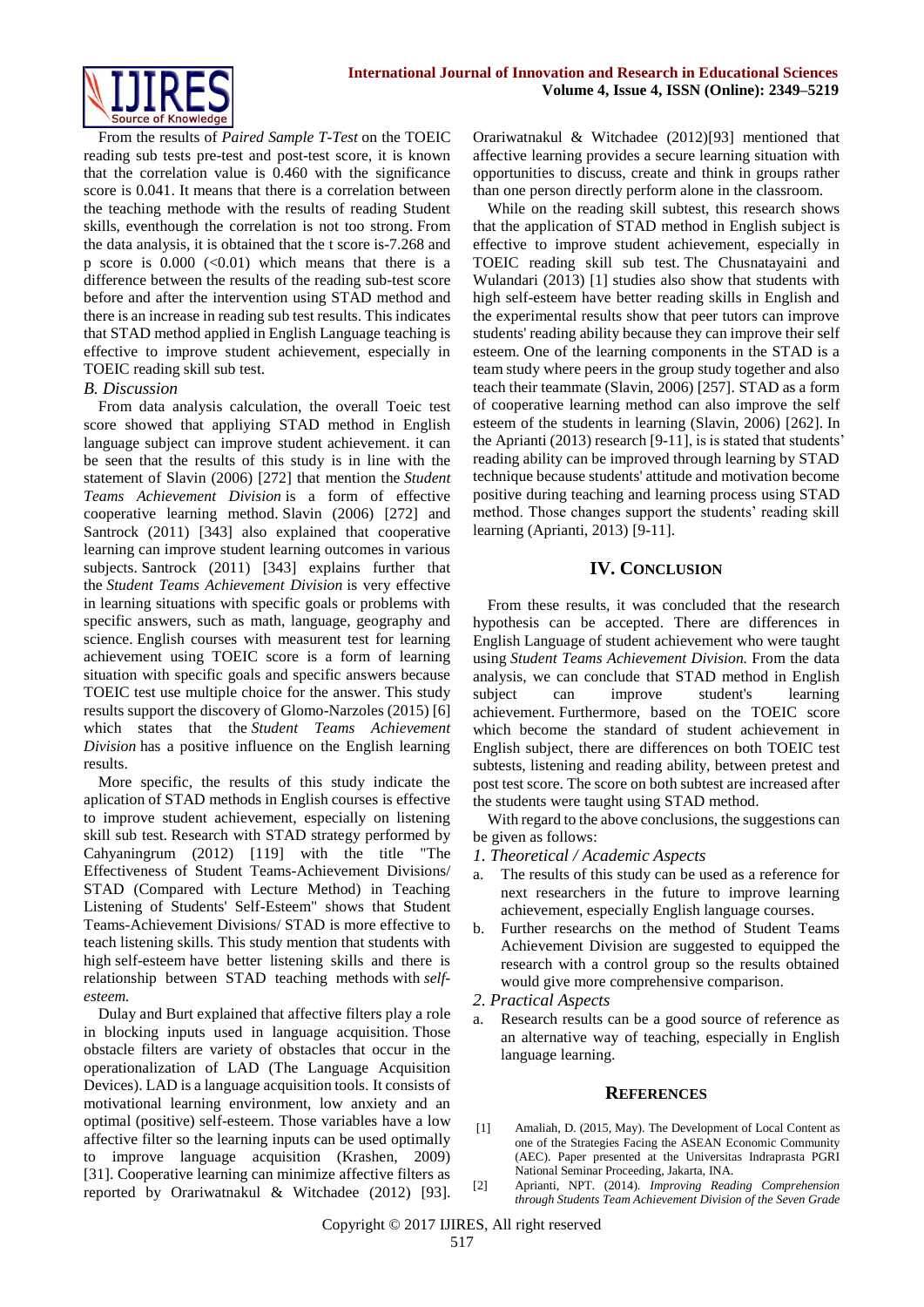From the results of *Paired Sample T-Test* on the TOEIC reading sub tests pre-test and post-test score, it is known that the correlation value is 0.460 with the significance score is 0.041. It means that there is a correlation between the teaching methode with the results of reading Student skills, eventhough the correlation is not too strong. From the data analysis, it is obtained that the t score is-7.268 and p score is 0.000 (<0.01) which means that there is a difference between the results of the reading sub-test score before and after the intervention using STAD method and there is an increase in reading sub test results. This indicates that STAD method applied in English Language teaching is effective to improve student achievement, especially in TOEIC reading skill sub test.

### *B. Discussion*

From data analysis calculation, the overall Toeic test score showed that appliying STAD method in English language subject can improve student achievement. it can be seen that the results of this study is in line with the statement of Slavin (2006) [272] that mention the *Student Teams Achievement Division* is a form of effective cooperative learning method. Slavin (2006) [272] and Santrock (2011) [343] also explained that cooperative learning can improve student learning outcomes in various subjects. Santrock (2011) [343] explains further that the *Student Teams Achievement Division* is very effective in learning situations with specific goals or problems with specific answers, such as math, language, geography and science. English courses with measurent test for learning achievement using TOEIC score is a form of learning situation with specific goals and specific answers because TOEIC test use multiple choice for the answer. This study results support the discovery of Glomo-Narzoles (2015) [6] which states that the *Student Teams Achievement Division* has a positive influence on the English learning results.

More specific, the results of this study indicate the aplication of STAD methods in English courses is effective to improve student achievement, especially on listening skill sub test. Research with STAD strategy performed by Cahyaningrum (2012) [119] with the title "The Effectiveness of Student Teams-Achievement Divisions/ STAD (Compared with Lecture Method) in Teaching Listening of Students' Self-Esteem" shows that Student Teams-Achievement Divisions/ STAD is more effective to teach listening skills. This study mention that students with high self-esteem have better listening skills and there is relationship between STAD teaching methods with *self-esteem.*

Dulay and Burt explained that affective filters play a role in blocking inputs used in language acquisition. Those obstacle filters are variety of obstacles that occur in the operationalization of LAD (The Language Acquisition Devices). LAD is a language acquisition tools. It consists of motivational learning environment, low anxiety and an optimal (positive) self-esteem. Those variables have a low affective filter so the learning inputs can be used optimally to improve language acquisition (Krashen, 2009) [31]. Cooperative learning can minimize affective filters as reported by Orariwatnakul & Witchadee (2012) [93]. Orariwatnakul & Witchadee (2012)[93] mentioned that affective learning provides a secure learning situation with opportunities to discuss, create and think in groups rather than one person directly perform alone in the classroom.

While on the reading skill subtest, this research shows that the application of STAD method in English subject is effective to improve student achievement, especially in TOEIC reading skill sub test. The Chusnatayaini and Wulandari (2013) [1] studies also show that students with high self-esteem have better reading skills in English and the experimental results show that peer tutors can improve students' reading ability because they can improve their self esteem. One of the learning components in the STAD is a team study where peers in the group study together and also teach their teammate (Slavin, 2006) [257]. STAD as a form of cooperative learning method can also improve the self esteem of the students in learning (Slavin, 2006) [262]. In the Aprianti (2013) research [9-11], is is stated that students' reading ability can be improved through learning by STAD technique because students' attitude and motivation become positive during teaching and learning process using STAD method. Those changes support the students' reading skill learning (Aprianti, 2013) [9-11].

## IV. Conclusion

From these results, it was concluded that the research hypothesis can be accepted. There are differences in English Language of student achievement who were taught using *Student Teams Achievement Division.* From the data analysis, we can conclude that STAD method in English subject can improve student's learning achievement. Furthermore, based on the TOEIC score which become the standard of student achievement in English subject, there are differences on both TOEIC test subtests, listening and reading ability, between pretest and post test score. The score on both subtest are increased after the students were taught using STAD method.

With regard to the above conclusions, the suggestions can be given as follows:

*1. Theoretical / Academic Aspects*

a. The results of this study can be used as a reference for next researchers in the future to improve learning achievement, especially English language courses.
b. Further researches on the method of Student Teams Achievement Division are suggested to equipped the research with a control group so the results obtained would give more comprehensive comparison.

*2. Practical Aspects*

a. Research results can be a good source of reference as an alternative way of teaching, especially in English language learning.

## References

[1] Amaliah, D. (2015, May). The Development of Local Content as one of the Strategies Facing the ASEAN Economic Community (AEC). Paper presented at the Universitas Indraprasta PGRI National Seminar Proceeding, Jakarta, INA.

[2] Aprianti, NPT. (2014). *Improving Reading Comprehension through Students Team Achievement Division of the Seven Grade*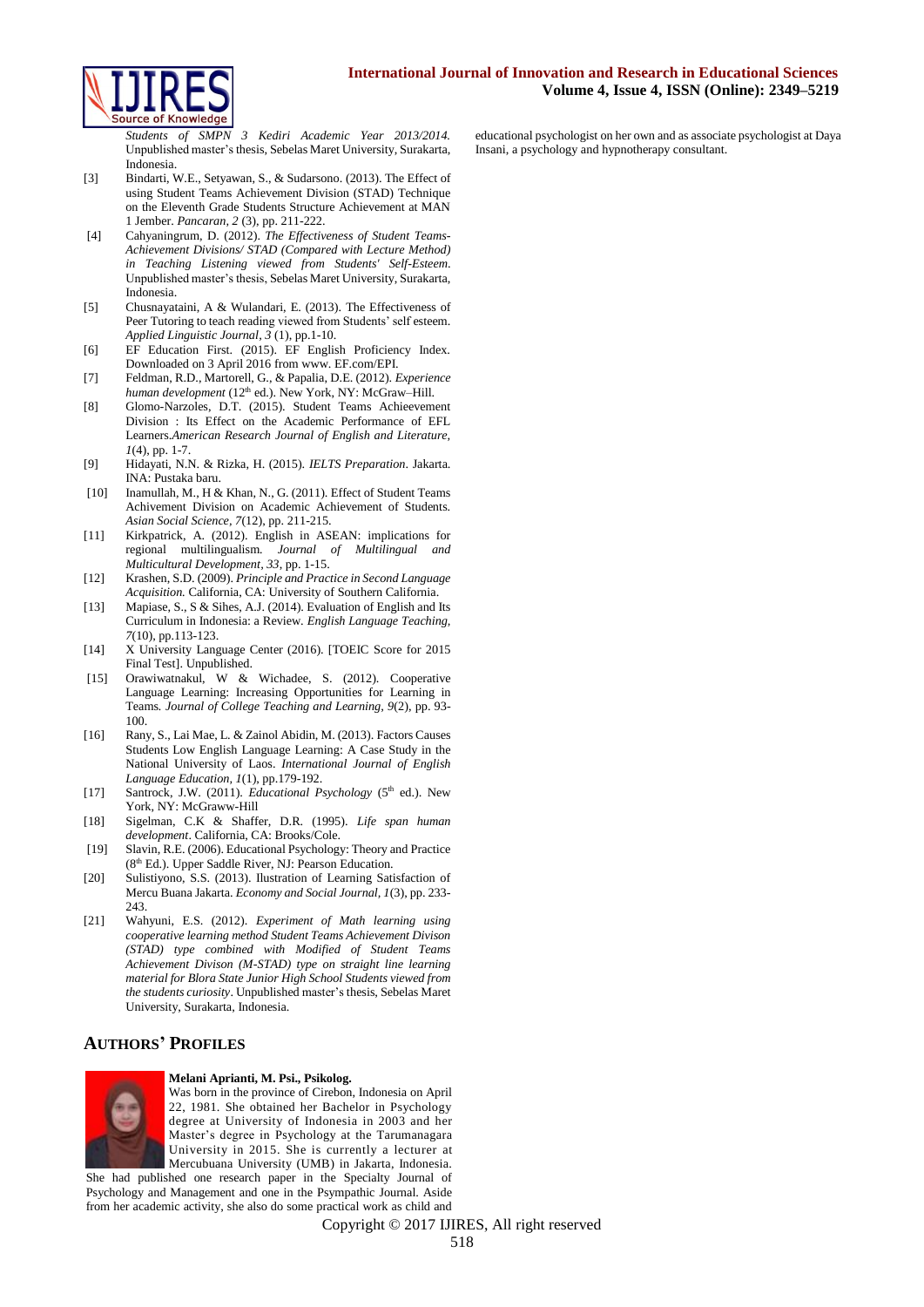*Students of SMPN 3 Kediri Academic Year 2013/2014.* Unpublished master's thesis, Sebelas Maret University, Surakarta, Indonesia.

[3] Bindarti, W.E., Setyawan, S., & Sudarsono. (2013). The Effect of using Student Teams Achievement Division (STAD) Technique on the Eleventh Grade Students Structure Achievement at MAN 1 Jember. *Pancaran, 2* (3), pp. 211-222.

[4] Cahyaningrum, D. (2012). *The Effectiveness of Student Teams-Achievement Divisions/ STAD (Compared with Lecture Method) in Teaching Listening viewed from Students' Self-Esteem.* Unpublished master's thesis, Sebelas Maret University, Surakarta, Indonesia.

[5] Chusnayataini, A & Wulandari, E. (2013). The Effectiveness of Peer Tutoring to teach reading viewed from Students' self esteem. *Applied Linguistic Journal, 3* (1), pp.1-10.

[6] EF Education First. (2015). EF English Proficiency Index. Downloaded on 3 April 2016 from www. EF.com/EPI.

[7] Feldman, R.D., Martorell, G., & Papalia, D.E. (2012). *Experience human development* (12th ed.). New York, NY: McGraw–Hill.

[8] Glomo-Narzoles, D.T. (2015). Student Teams Achieevement Division : Its Effect on the Academic Performance of EFL Learners.*American Research Journal of English and Literature, 1*(4), pp. 1-7.

[9] Hidayati, N.N. & Rizka, H. (2015). *IELTS Preparation*. Jakarta. INA: Pustaka baru.

[10] Inamullah, M., H & Khan, N., G. (2011). Effect of Student Teams Achivement Division on Academic Achievement of Students. *Asian Social Science, 7*(12), pp. 211-215.

[11] Kirkpatrick, A. (2012). English in ASEAN: implications for regional multilingualism. *Journal of Multilingual and Multicultural Development, 33*, pp. 1-15.

[12] Krashen, S.D. (2009). *Principle and Practice in Second Language Acquisition.* California, CA: University of Southern California.

[13] Mapiase, S., S & Sihes, A.J. (2014). Evaluation of English and Its Curriculum in Indonesia: a Review. *English Language Teaching, 7*(10), pp.113-123.

[14] X University Language Center (2016). [TOEIC Score for 2015 Final Test]. Unpublished.

[15] Orawiwatnakul, W & Wichadee, S. (2012). Cooperative Language Learning: Increasing Opportunities for Learning in Teams. *Journal of College Teaching and Learning, 9*(2), pp. 93-100.

[16] Rany, S., Lai Mae, L. & Zainol Abidin, M. (2013). Factors Causes Students Low English Language Learning: A Case Study in the National University of Laos. *International Journal of English Language Education, 1*(1), pp.179-192.

[17] Santrock, J.W. (2011). *Educational Psychology* (5th ed.). New York, NY: McGraww-Hill

[18] Sigelman, C.K & Shaffer, D.R. (1995). *Life span human development*. California, CA: Brooks/Cole.

[19] Slavin, R.E. (2006). Educational Psychology: Theory and Practice (8th Ed.). Upper Saddle River, NJ: Pearson Education.

[20] Sulistiyono, S.S. (2013). Ilustration of Learning Satisfaction of Mercu Buana Jakarta. *Economy and Social Journal, 1*(3), pp. 233-243.

[21] Wahyuni, E.S. (2012). *Experiment of Math learning using cooperative learning method Student Teams Achievement Divison (STAD) type combined with Modified of Student Teams Achievement Divison (M-STAD) type on straight line learning material for Blora State Junior High School Students viewed from the students curiosity*. Unpublished master's thesis, Sebelas Maret University, Surakarta, Indonesia.

## Authors' Profiles

**Melani Aprianti, M. Psi., Psikolog.**
Was born in the province of Cirebon, Indonesia on April 22, 1981. She obtained her Bachelor in Psychology degree at University of Indonesia in 2003 and her Master's degree in Psychology at the Tarumanagara University in 2015. She is currently a lecturer at Mercubuana University (UMB) in Jakarta, Indonesia. She had published one research paper in the Specialty Journal of Psychology and Management and one in the Psympathic Journal. Aside from her academic activity, she also do some practical work as child and educational psychologist on her own and as associate psychologist at Daya Insani, a psychology and hypnotherapy consultant.